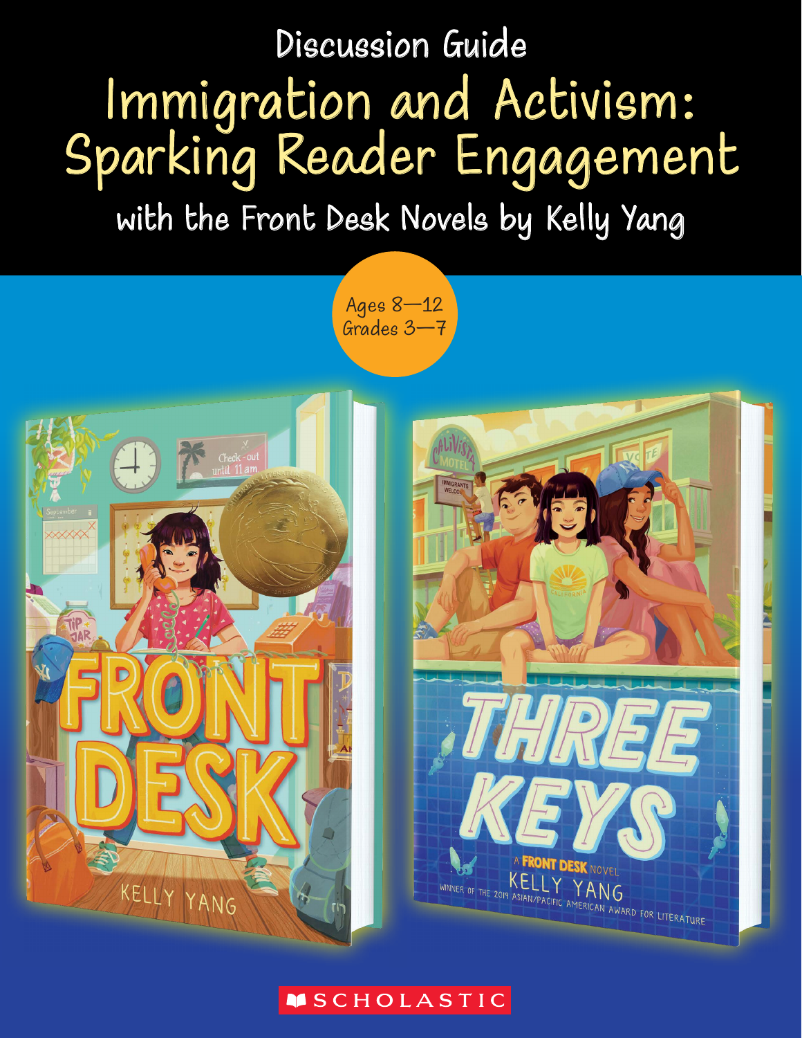Discussion Guide

# Immigration and Activism: Sparking Reader Engagement

## with the Front Desk Novels by Kelly Yang

Ages 8—12
Grades 3—7

SCHOLASTIC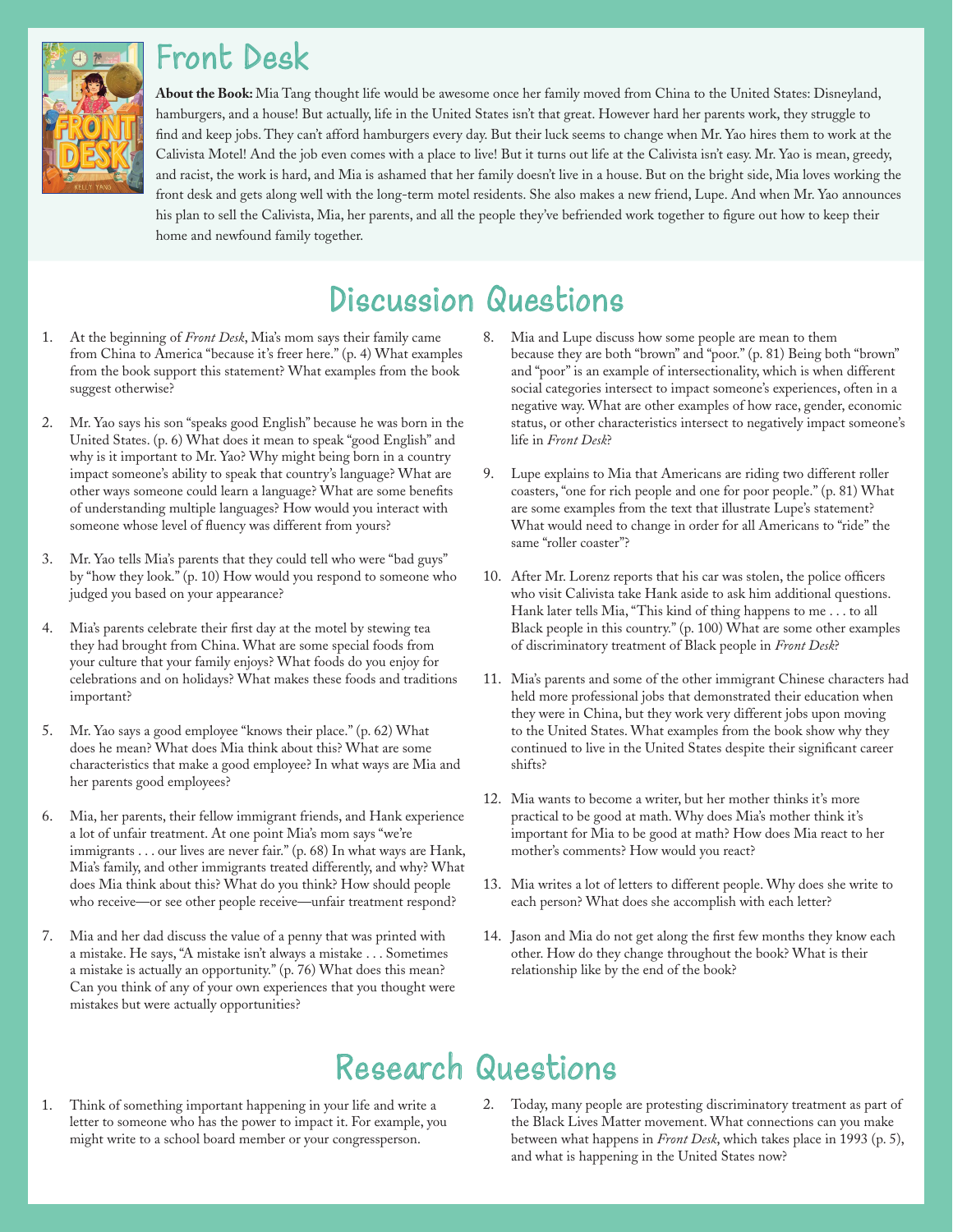## Front Desk

**About the Book:** Mia Tang thought life would be awesome once her family moved from China to the United States: Disneyland, hamburgers, and a house! But actually, life in the United States isn't that great. However hard her parents work, they struggle to find and keep jobs. They can't afford hamburgers every day. But their luck seems to change when Mr. Yao hires them to work at the Calivista Motel! And the job even comes with a place to live! But it turns out life at the Calivista isn't easy. Mr. Yao is mean, greedy, and racist, the work is hard, and Mia is ashamed that her family doesn't live in a house. But on the bright side, Mia loves working the front desk and gets along well with the long-term motel residents. She also makes a new friend, Lupe. And when Mr. Yao announces his plan to sell the Calivista, Mia, her parents, and all the people they've befriended work together to figure out how to keep their home and newfound family together.

# Discussion Questions

1. At the beginning of *Front Desk*, Mia's mom says their family came from China to America "because it's freer here." (p. 4) What examples from the book support this statement? What examples from the book suggest otherwise?

2. Mr. Yao says his son "speaks good English" because he was born in the United States. (p. 6) What does it mean to speak "good English" and why is it important to Mr. Yao? Why might being born in a country impact someone's ability to speak that country's language? What are other ways someone could learn a language? What are some benefits of understanding multiple languages? How would you interact with someone whose level of fluency was different from yours?

3. Mr. Yao tells Mia's parents that they could tell who were "bad guys" by "how they look." (p. 10) How would you respond to someone who judged you based on your appearance?

4. Mia's parents celebrate their first day at the motel by stewing tea they had brought from China. What are some special foods from your culture that your family enjoys? What foods do you enjoy for celebrations and on holidays? What makes these foods and traditions important?

5. Mr. Yao says a good employee "knows their place." (p. 62) What does he mean? What does Mia think about this? What are some characteristics that make a good employee? In what ways are Mia and her parents good employees?

6. Mia, her parents, their fellow immigrant friends, and Hank experience a lot of unfair treatment. At one point Mia's mom says "we're immigrants . . . our lives are never fair." (p. 68) In what ways are Hank, Mia's family, and other immigrants treated differently, and why? What does Mia think about this? What do you think? How should people who receive—or see other people receive—unfair treatment respond?

7. Mia and her dad discuss the value of a penny that was printed with a mistake. He says, "A mistake isn't always a mistake . . . Sometimes a mistake is actually an opportunity." (p. 76) What does this mean? Can you think of any of your own experiences that you thought were mistakes but were actually opportunities?

8. Mia and Lupe discuss how some people are mean to them because they are both "brown" and "poor." (p. 81) Being both "brown" and "poor" is an example of intersectionality, which is when different social categories intersect to impact someone's experiences, often in a negative way. What are other examples of how race, gender, economic status, or other characteristics intersect to negatively impact someone's life in *Front Desk*?

9. Lupe explains to Mia that Americans are riding two different roller coasters, "one for rich people and one for poor people." (p. 81) What are some examples from the text that illustrate Lupe's statement? What would need to change in order for all Americans to "ride" the same "roller coaster"?

10. After Mr. Lorenz reports that his car was stolen, the police officers who visit Calivista take Hank aside to ask him additional questions. Hank later tells Mia, "This kind of thing happens to me . . . to all Black people in this country." (p. 100) What are some other examples of discriminatory treatment of Black people in *Front Desk*?

11. Mia's parents and some of the other immigrant Chinese characters had held more professional jobs that demonstrated their education when they were in China, but they work very different jobs upon moving to the United States. What examples from the book show why they continued to live in the United States despite their significant career shifts?

12. Mia wants to become a writer, but her mother thinks it's more practical to be good at math. Why does Mia's mother think it's important for Mia to be good at math? How does Mia react to her mother's comments? How would you react?

13. Mia writes a lot of letters to different people. Why does she write to each person? What does she accomplish with each letter?

14. Jason and Mia do not get along the first few months they know each other. How do they change throughout the book? What is their relationship like by the end of the book?

# Research Questions

1. Think of something important happening in your life and write a letter to someone who has the power to impact it. For example, you might write to a school board member or your congressperson.

2. Today, many people are protesting discriminatory treatment as part of the Black Lives Matter movement. What connections can you make between what happens in *Front Desk*, which takes place in 1993 (p. 5), and what is happening in the United States now?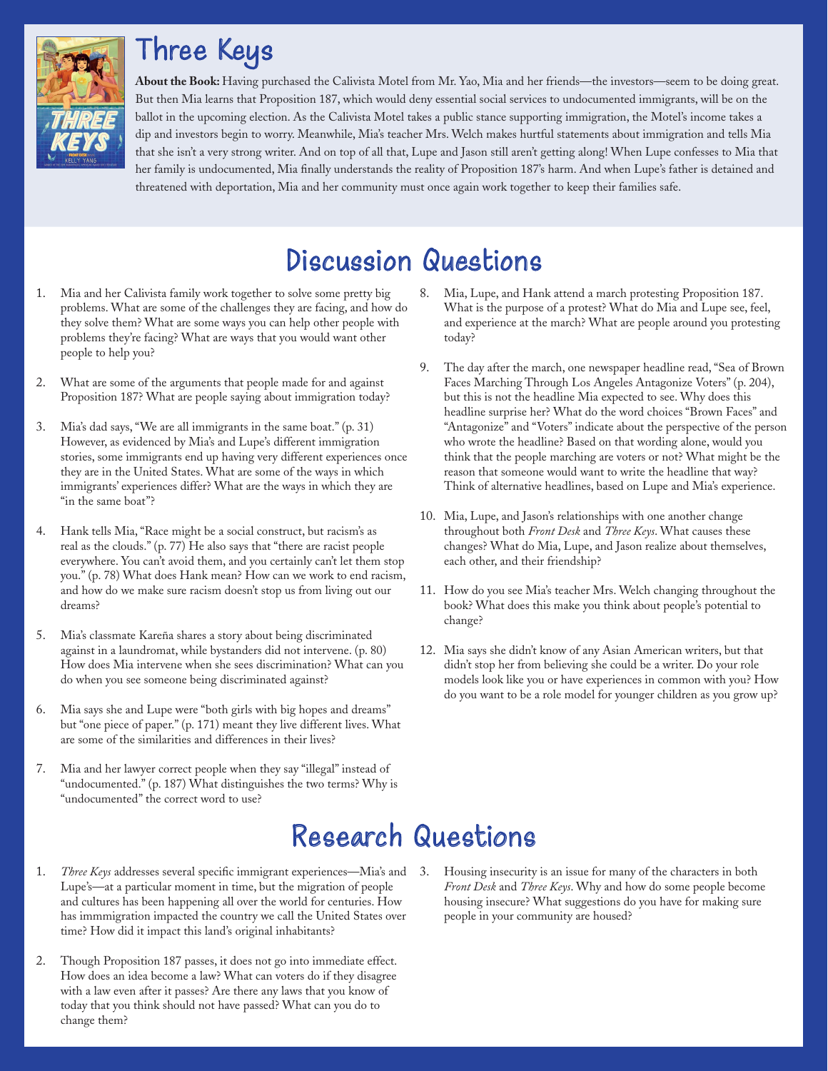# Three Keys

**About the Book:** Having purchased the Calivista Motel from Mr. Yao, Mia and her friends—the investors—seem to be doing great. But then Mia learns that Proposition 187, which would deny essential social services to undocumented immigrants, will be on the ballot in the upcoming election. As the Calivista Motel takes a public stance supporting immigration, the Motel's income takes a dip and investors begin to worry. Meanwhile, Mia's teacher Mrs. Welch makes hurtful statements about immigration and tells Mia that she isn't a very strong writer. And on top of all that, Lupe and Jason still aren't getting along! When Lupe confesses to Mia that her family is undocumented, Mia finally understands the reality of Proposition 187's harm. And when Lupe's father is detained and threatened with deportation, Mia and her community must once again work together to keep their families safe.

## Discussion Questions

1. Mia and her Calivista family work together to solve some pretty big problems. What are some of the challenges they are facing, and how do they solve them? What are some ways you can help other people with problems they're facing? What are ways that you would want other people to help you?

2. What are some of the arguments that people made for and against Proposition 187? What are people saying about immigration today?

3. Mia's dad says, "We are all immigrants in the same boat." (p. 31) However, as evidenced by Mia's and Lupe's different immigration stories, some immigrants end up having very different experiences once they are in the United States. What are some of the ways in which immigrants' experiences differ? What are the ways in which they are "in the same boat"?

4. Hank tells Mia, "Race might be a social construct, but racism's as real as the clouds." (p. 77) He also says that "there are racist people everywhere. You can't avoid them, and you certainly can't let them stop you." (p. 78) What does Hank mean? How can we work to end racism, and how do we make sure racism doesn't stop us from living out our dreams?

5. Mia's classmate Kareña shares a story about being discriminated against in a laundromat, while bystanders did not intervene. (p. 80) How does Mia intervene when she sees discrimination? What can you do when you see someone being discriminated against?

6. Mia says she and Lupe were "both girls with big hopes and dreams" but "one piece of paper." (p. 171) meant they live different lives. What are some of the similarities and differences in their lives?

7. Mia and her lawyer correct people when they say "illegal" instead of "undocumented." (p. 187) What distinguishes the two terms? Why is "undocumented" the correct word to use?

8. Mia, Lupe, and Hank attend a march protesting Proposition 187. What is the purpose of a protest? What do Mia and Lupe see, feel, and experience at the march? What are people around you protesting today?

9. The day after the march, one newspaper headline read, "Sea of Brown Faces Marching Through Los Angeles Antagonize Voters" (p. 204), but this is not the headline Mia expected to see. Why does this headline surprise her? What do the word choices "Brown Faces" and "Antagonize" and "Voters" indicate about the perspective of the person who wrote the headline? Based on that wording alone, would you think that the people marching are voters or not? What might be the reason that someone would want to write the headline that way? Think of alternative headlines, based on Lupe and Mia's experience.

10. Mia, Lupe, and Jason's relationships with one another change throughout both *Front Desk* and *Three Keys*. What causes these changes? What do Mia, Lupe, and Jason realize about themselves, each other, and their friendship?

11. How do you see Mia's teacher Mrs. Welch changing throughout the book? What does this make you think about people's potential to change?

12. Mia says she didn't know of any Asian American writers, but that didn't stop her from believing she could be a writer. Do your role models look like you or have experiences in common with you? How do you want to be a role model for younger children as you grow up?

## Research Questions

1. *Three Keys* addresses several specific immigrant experiences—Mia's and Lupe's—at a particular moment in time, but the migration of people and cultures has been happening all over the world for centuries. How has immmigration impacted the country we call the United States over time? How did it impact this land's original inhabitants?

2. Though Proposition 187 passes, it does not go into immediate effect. How does an idea become a law? What can voters do if they disagree with a law even after it passes? Are there any laws that you know of today that you think should not have passed? What can you do to change them?

3. Housing insecurity is an issue for many of the characters in both *Front Desk* and *Three Keys*. Why and how do some people become housing insecure? What suggestions do you have for making sure people in your community are housed?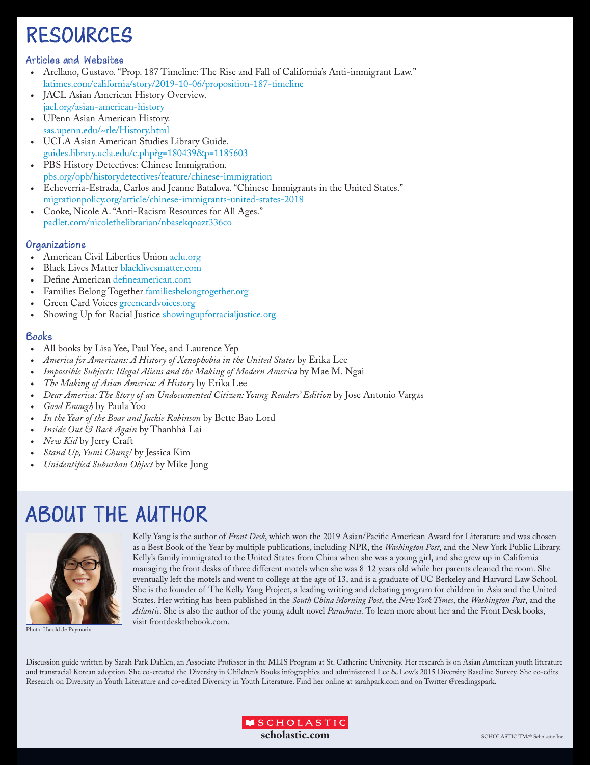# RESOURCES

## Articles and Websites

- Arellano, Gustavo. "Prop. 187 Timeline: The Rise and Fall of California's Anti-immigrant Law." latimes.com/california/story/2019-10-06/proposition-187-timeline
- JACL Asian American History Overview. jacl.org/asian-american-history
- UPenn Asian American History. sas.upenn.edu/~rle/History.html
- UCLA Asian American Studies Library Guide. guides.library.ucla.edu/c.php?g=180439&p=1185603
- PBS History Detectives: Chinese Immigration. pbs.org/opb/historydetectives/feature/chinese-immigration
- Echeverria-Estrada, Carlos and Jeanne Batalova. "Chinese Immigrants in the United States." migrationpolicy.org/article/chinese-immigrants-united-states-2018
- Cooke, Nicole A. "Anti-Racism Resources for All Ages." padlet.com/nicolethelibrarian/nbasekqoazt336co

## Organizations

- American Civil Liberties Union aclu.org
- Black Lives Matter blacklivesmatter.com
- Define American defineamerican.com
- Families Belong Together familiesbelongtogether.org
- Green Card Voices greencardvoices.org
- Showing Up for Racial Justice showingupforracialjustice.org

## Books

- All books by Lisa Yee, Paul Yee, and Laurence Yep
- *America for Americans: A History of Xenophobia in the United States* by Erika Lee
- *Impossible Subjects: Illegal Aliens and the Making of Modern America* by Mae M. Ngai
- *The Making of Asian America: A History* by Erika Lee
- *Dear America: The Story of an Undocumented Citizen: Young Readers' Edition* by Jose Antonio Vargas
- *Good Enough* by Paula Yoo
- *In the Year of the Boar and Jackie Robinson* by Bette Bao Lord
- *Inside Out & Back Again* by Thanhhà Lai
- *New Kid* by Jerry Craft
- *Stand Up, Yumi Chung!* by Jessica Kim
- *Unidentified Suburban Object* by Mike Jung

# ABOUT THE AUTHOR

Photo: Harold de Puymorin

Kelly Yang is the author of *Front Desk*, which won the 2019 Asian/Pacific American Award for Literature and was chosen as a Best Book of the Year by multiple publications, including NPR, the *Washington Post*, and the New York Public Library. Kelly's family immigrated to the United States from China when she was a young girl, and she grew up in California managing the front desks of three different motels when she was 8-12 years old while her parents cleaned the room. She eventually left the motels and went to college at the age of 13, and is a graduate of UC Berkeley and Harvard Law School. She is the founder of The Kelly Yang Project, a leading writing and debating program for children in Asia and the United States. Her writing has been published in the *South China Morning Post*, the *New York Times*, the *Washington Post*, and the *Atlantic*. She is also the author of the young adult novel *Parachutes*. To learn more about her and the Front Desk books, visit frontdeskthebook.com.

Discussion guide written by Sarah Park Dahlen, an Associate Professor in the MLIS Program at St. Catherine University. Her research is on Asian American youth literature and transracial Korean adoption. She co-created the Diversity in Children's Books infographics and administered Lee & Low's 2015 Diversity Baseline Survey. She co-edits Research on Diversity in Youth Literature and co-edited Diversity in Youth Literature. Find her online at sarahpark.com and on Twitter @readingspark.

SCHOLASTIC
scholastic.com

SCHOLASTIC TM/® Scholastic Inc.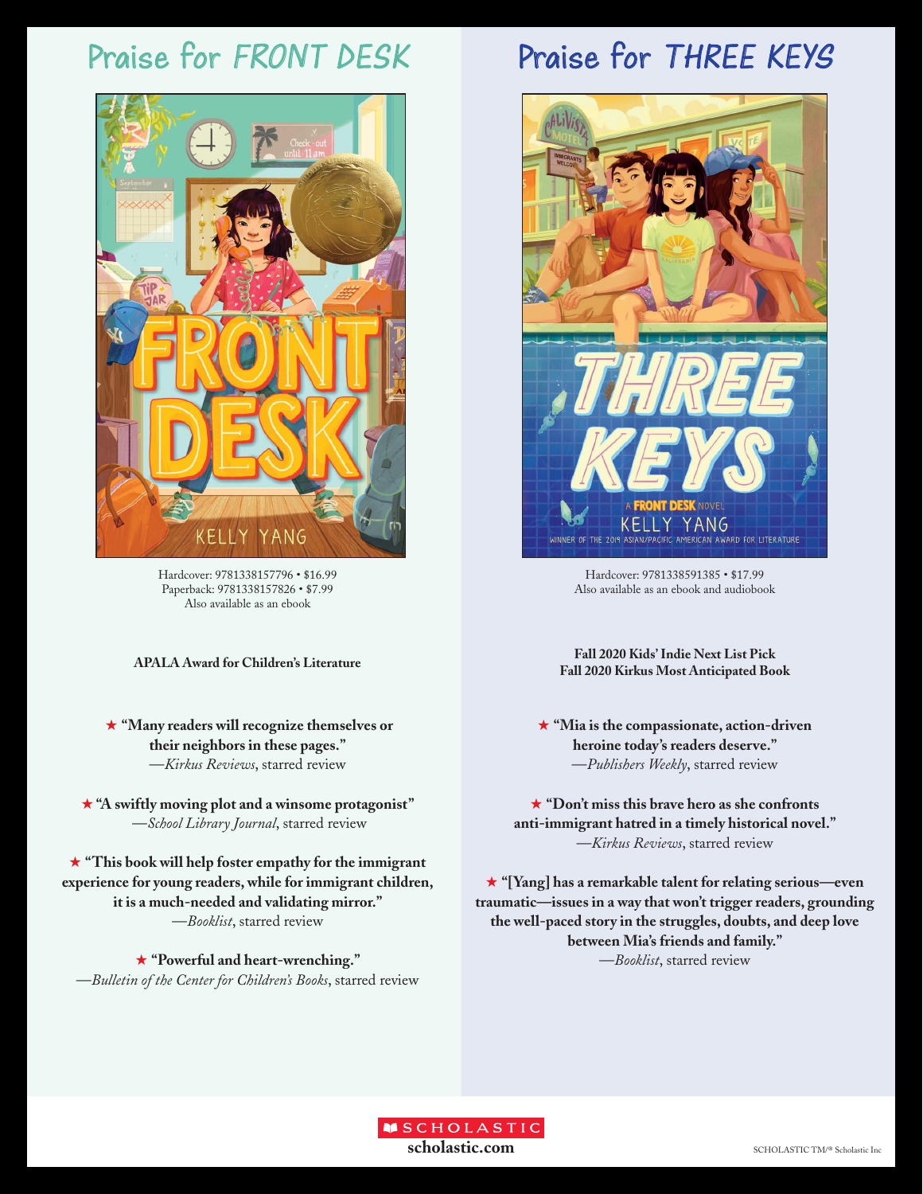## Praise for *FRONT DESK*

Hardcover: 9781338157796 • $16.99
Paperback: 9781338157826 • $7.99
Also available as an ebook

**APALA Award for Children's Literature**

★ **"Many readers will recognize themselves or their neighbors in these pages."**
—*Kirkus Reviews*, starred review

★ **"A swiftly moving plot and a winsome protagonist"**
—*School Library Journal*, starred review

★ **"This book will help foster empathy for the immigrant experience for young readers, while for immigrant children, it is a much-needed and validating mirror."**
—*Booklist*, starred review

★ **"Powerful and heart-wrenching."**
—*Bulletin of the Center for Children's Books*, starred review

## Praise for *THREE KEYS*

Hardcover: 9781338591385 • $17.99
Also available as an ebook and audiobook

**Fall 2020 Kids' Indie Next List Pick**
**Fall 2020 Kirkus Most Anticipated Book**

★ **"Mia is the compassionate, action-driven heroine today's readers deserve."**
—*Publishers Weekly*, starred review

★ **"Don't miss this brave hero as she confronts anti-immigrant hatred in a timely historical novel."**
—*Kirkus Reviews*, starred review

★ **"[Yang] has a remarkable talent for relating serious—even traumatic—issues in a way that won't trigger readers, grounding the well-paced story in the struggles, doubts, and deep love between Mia's friends and family."**
—*Booklist*, starred review

SCHOLASTIC
**scholastic.com**

SCHOLASTIC TM/® Scholastic Inc